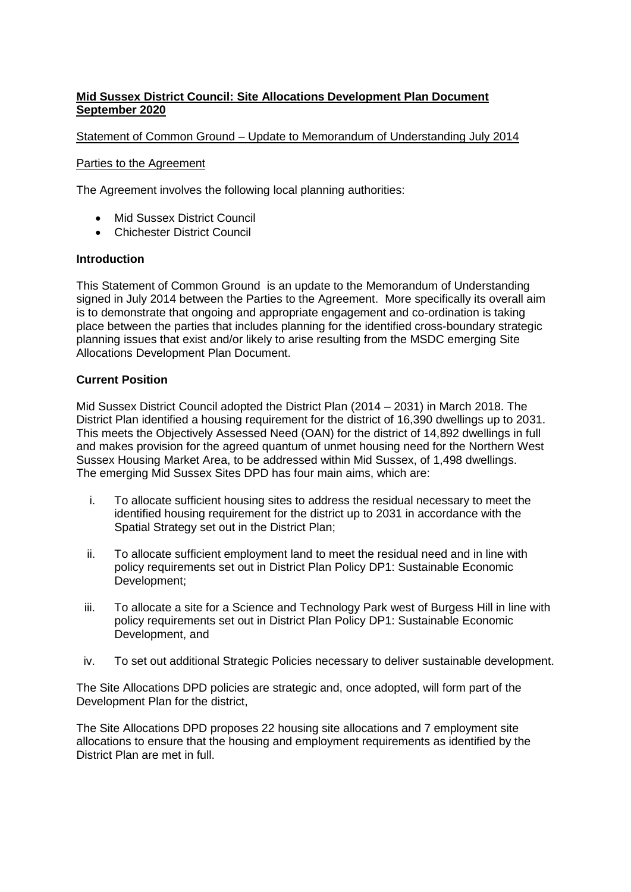**Mid Sussex District Council: Site Allocations Development Plan Document September 2020**

Statement of Common Ground – Update to Memorandum of Understanding July 2014

Parties to the Agreement

The Agreement involves the following local planning authorities:

- Mid Sussex District Council
- Chichester District Council

**Introduction**

This Statement of Common Ground is an update to the Memorandum of Understanding signed in July 2014 between the Parties to the Agreement. More specifically its overall aim is to demonstrate that ongoing and appropriate engagement and co-ordination is taking place between the parties that includes planning for the identified cross-boundary strategic planning issues that exist and/or likely to arise resulting from the MSDC emerging Site Allocations Development Plan Document.

**Current Position**

Mid Sussex District Council adopted the District Plan (2014 – 2031) in March 2018. The District Plan identified a housing requirement for the district of 16,390 dwellings up to 2031. This meets the Objectively Assessed Need (OAN) for the district of 14,892 dwellings in full and makes provision for the agreed quantum of unmet housing need for the Northern West Sussex Housing Market Area, to be addressed within Mid Sussex, of 1,498 dwellings. The emerging Mid Sussex Sites DPD has four main aims, which are:

i. To allocate sufficient housing sites to address the residual necessary to meet the identified housing requirement for the district up to 2031 in accordance with the Spatial Strategy set out in the District Plan;

ii. To allocate sufficient employment land to meet the residual need and in line with policy requirements set out in District Plan Policy DP1: Sustainable Economic Development;

iii. To allocate a site for a Science and Technology Park west of Burgess Hill in line with policy requirements set out in District Plan Policy DP1: Sustainable Economic Development, and

iv. To set out additional Strategic Policies necessary to deliver sustainable development.

The Site Allocations DPD policies are strategic and, once adopted, will form part of the Development Plan for the district,

The Site Allocations DPD proposes 22 housing site allocations and 7 employment site allocations to ensure that the housing and employment requirements as identified by the District Plan are met in full.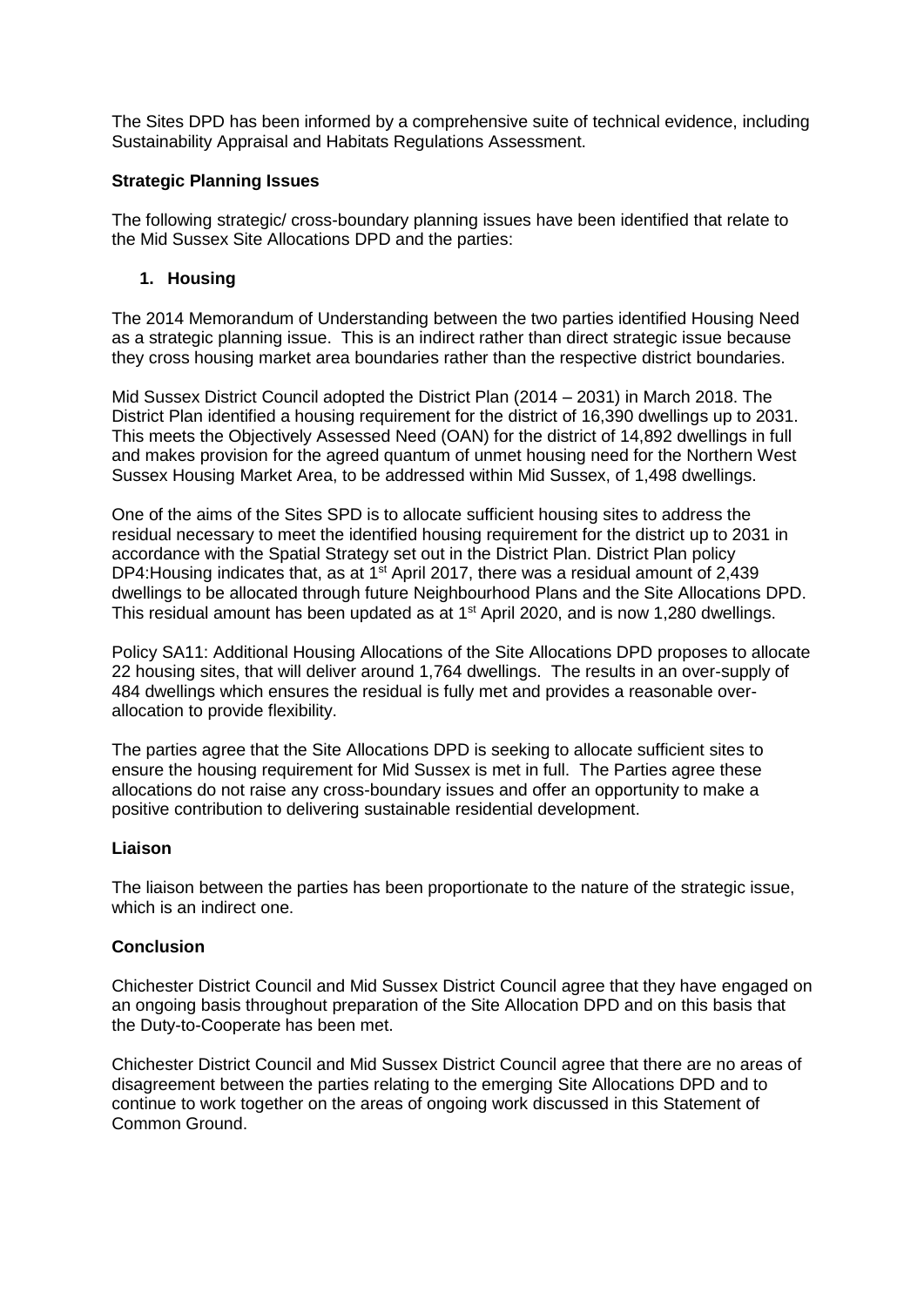The Sites DPD has been informed by a comprehensive suite of technical evidence, including Sustainability Appraisal and Habitats Regulations Assessment.

**Strategic Planning Issues**

The following strategic/ cross-boundary planning issues have been identified that relate to the Mid Sussex Site Allocations DPD and the parties:

1. **Housing**

The 2014 Memorandum of Understanding between the two parties identified Housing Need as a strategic planning issue. This is an indirect rather than direct strategic issue because they cross housing market area boundaries rather than the respective district boundaries.

Mid Sussex District Council adopted the District Plan (2014 – 2031) in March 2018. The District Plan identified a housing requirement for the district of 16,390 dwellings up to 2031. This meets the Objectively Assessed Need (OAN) for the district of 14,892 dwellings in full and makes provision for the agreed quantum of unmet housing need for the Northern West Sussex Housing Market Area, to be addressed within Mid Sussex, of 1,498 dwellings.

One of the aims of the Sites SPD is to allocate sufficient housing sites to address the residual necessary to meet the identified housing requirement for the district up to 2031 in accordance with the Spatial Strategy set out in the District Plan. District Plan policy DP4:Housing indicates that, as at 1st April 2017, there was a residual amount of 2,439 dwellings to be allocated through future Neighbourhood Plans and the Site Allocations DPD. This residual amount has been updated as at 1st April 2020, and is now 1,280 dwellings.

Policy SA11: Additional Housing Allocations of the Site Allocations DPD proposes to allocate 22 housing sites, that will deliver around 1,764 dwellings. The results in an over-supply of 484 dwellings which ensures the residual is fully met and provides a reasonable over-allocation to provide flexibility.

The parties agree that the Site Allocations DPD is seeking to allocate sufficient sites to ensure the housing requirement for Mid Sussex is met in full. The Parties agree these allocations do not raise any cross-boundary issues and offer an opportunity to make a positive contribution to delivering sustainable residential development.

**Liaison**

The liaison between the parties has been proportionate to the nature of the strategic issue, which is an indirect one.

**Conclusion**

Chichester District Council and Mid Sussex District Council agree that they have engaged on an ongoing basis throughout preparation of the Site Allocation DPD and on this basis that the Duty-to-Cooperate has been met.

Chichester District Council and Mid Sussex District Council agree that there are no areas of disagreement between the parties relating to the emerging Site Allocations DPD and to continue to work together on the areas of ongoing work discussed in this Statement of Common Ground.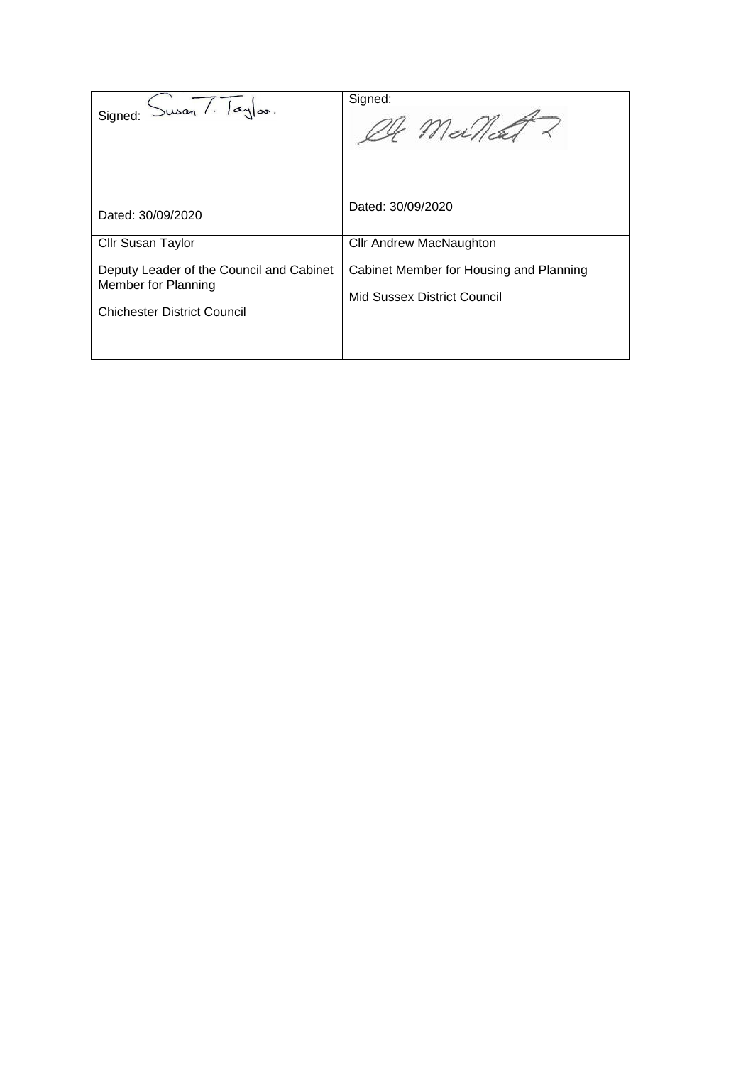| | |
|---|---|
| Signed: Susan T. Taylor. | Signed: |
| Dated: 30/09/2020 | Dated: 30/09/2020 |
| Cllr Susan Taylor<br><br>Deputy Leader of the Council and Cabinet Member for Planning<br><br>Chichester District Council | Cllr Andrew MacNaughton<br><br>Cabinet Member for Housing and Planning<br><br>Mid Sussex District Council |